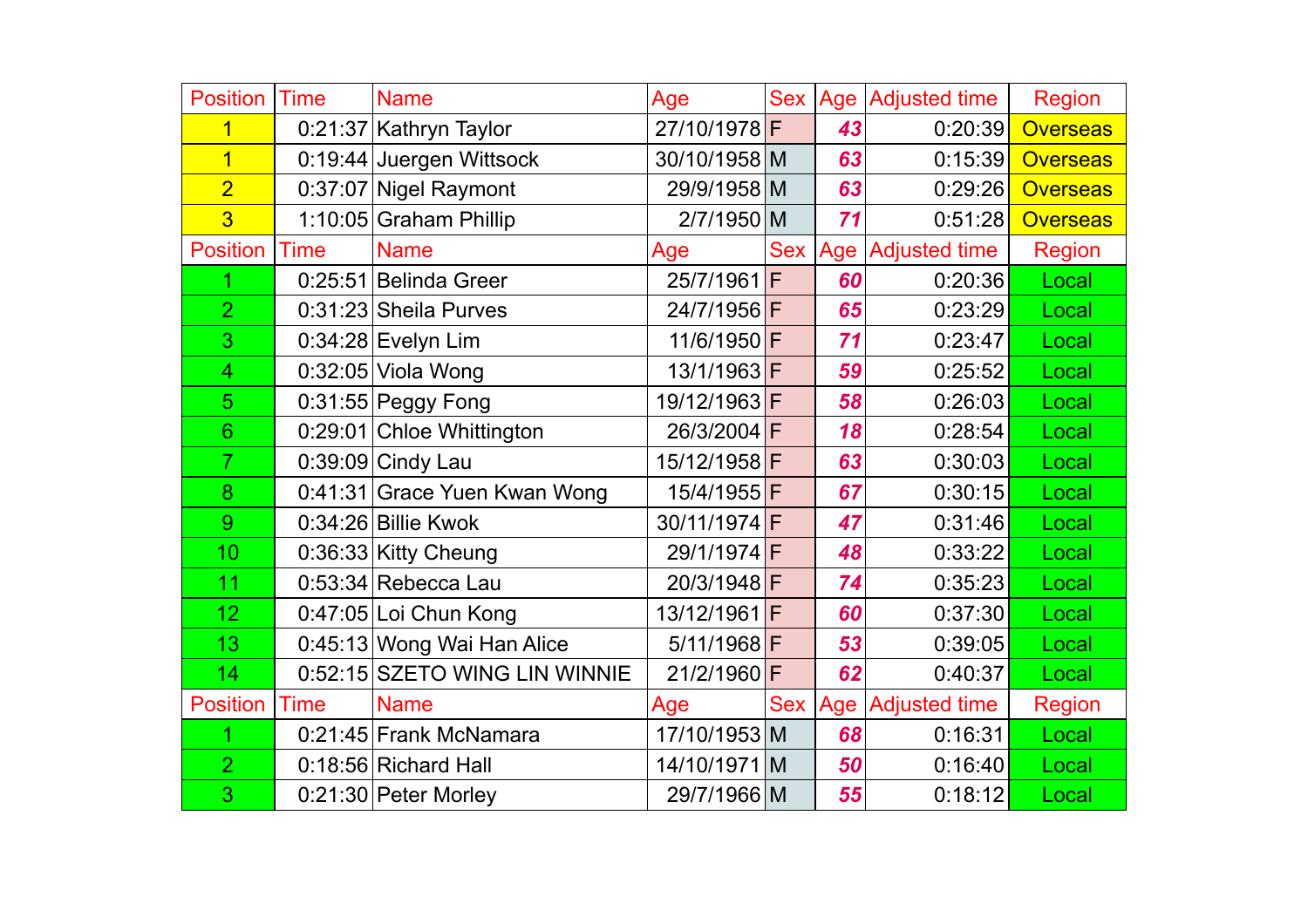| Position | Time | Name | Age | Sex | Age | Adjusted time | Region |
|---|---|---|---|---|---|---|---|
| 1 | 0:21:37 | Kathryn Taylor | 27/10/1978 | F | 43 | 0:20:39 | Overseas |
| 1 | 0:19:44 | Juergen Wittsock | 30/10/1958 | M | 63 | 0:15:39 | Overseas |
| 2 | 0:37:07 | Nigel Raymont | 29/9/1958 | M | 63 | 0:29:26 | Overseas |
| 3 | 1:10:05 | Graham Phillip | 2/7/1950 | M | 71 | 0:51:28 | Overseas |
| Position | Time | Name | Age | Sex | Age | Adjusted time | Region |
| 1 | 0:25:51 | Belinda Greer | 25/7/1961 | F | 60 | 0:20:36 | Local |
| 2 | 0:31:23 | Sheila Purves | 24/7/1956 | F | 65 | 0:23:29 | Local |
| 3 | 0:34:28 | Evelyn Lim | 11/6/1950 | F | 71 | 0:23:47 | Local |
| 4 | 0:32:05 | Viola Wong | 13/1/1963 | F | 59 | 0:25:52 | Local |
| 5 | 0:31:55 | Peggy Fong | 19/12/1963 | F | 58 | 0:26:03 | Local |
| 6 | 0:29:01 | Chloe Whittington | 26/3/2004 | F | 18 | 0:28:54 | Local |
| 7 | 0:39:09 | Cindy Lau | 15/12/1958 | F | 63 | 0:30:03 | Local |
| 8 | 0:41:31 | Grace Yuen Kwan Wong | 15/4/1955 | F | 67 | 0:30:15 | Local |
| 9 | 0:34:26 | Billie Kwok | 30/11/1974 | F | 47 | 0:31:46 | Local |
| 10 | 0:36:33 | Kitty Cheung | 29/1/1974 | F | 48 | 0:33:22 | Local |
| 11 | 0:53:34 | Rebecca Lau | 20/3/1948 | F | 74 | 0:35:23 | Local |
| 12 | 0:47:05 | Loi Chun Kong | 13/12/1961 | F | 60 | 0:37:30 | Local |
| 13 | 0:45:13 | Wong Wai Han Alice | 5/11/1968 | F | 53 | 0:39:05 | Local |
| 14 | 0:52:15 | SZETO WING LIN WINNIE | 21/2/1960 | F | 62 | 0:40:37 | Local |
| Position | Time | Name | Age | Sex | Age | Adjusted time | Region |
| 1 | 0:21:45 | Frank McNamara | 17/10/1953 | M | 68 | 0:16:31 | Local |
| 2 | 0:18:56 | Richard Hall | 14/10/1971 | M | 50 | 0:16:40 | Local |
| 3 | 0:21:30 | Peter Morley | 29/7/1966 | M | 55 | 0:18:12 | Local |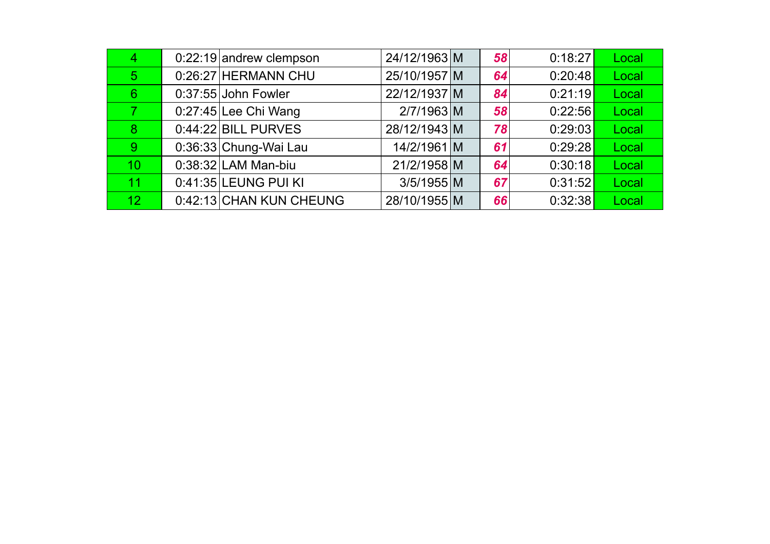| | | | | | | | |
|---|---|---|---|---|---|---|---|
| 4 | 0:22:19 | andrew clempson | 24/12/1963 | M | ***58*** | 0:18:27 | Local |
| 5 | 0:26:27 | HERMANN CHU | 25/10/1957 | M | ***64*** | 0:20:48 | Local |
| 6 | 0:37:55 | John Fowler | 22/12/1937 | M | ***84*** | 0:21:19 | Local |
| 7 | 0:27:45 | Lee Chi Wang | 2/7/1963 | M | ***58*** | 0:22:56 | Local |
| 8 | 0:44:22 | BILL PURVES | 28/12/1943 | M | ***78*** | 0:29:03 | Local |
| 9 | 0:36:33 | Chung-Wai Lau | 14/2/1961 | M | ***61*** | 0:29:28 | Local |
| 10 | 0:38:32 | LAM Man-biu | 21/2/1958 | M | ***64*** | 0:30:18 | Local |
| 11 | 0:41:35 | LEUNG PUI KI | 3/5/1955 | M | ***67*** | 0:31:52 | Local |
| 12 | 0:42:13 | CHAN KUN CHEUNG | 28/10/1955 | M | ***66*** | 0:32:38 | Local |